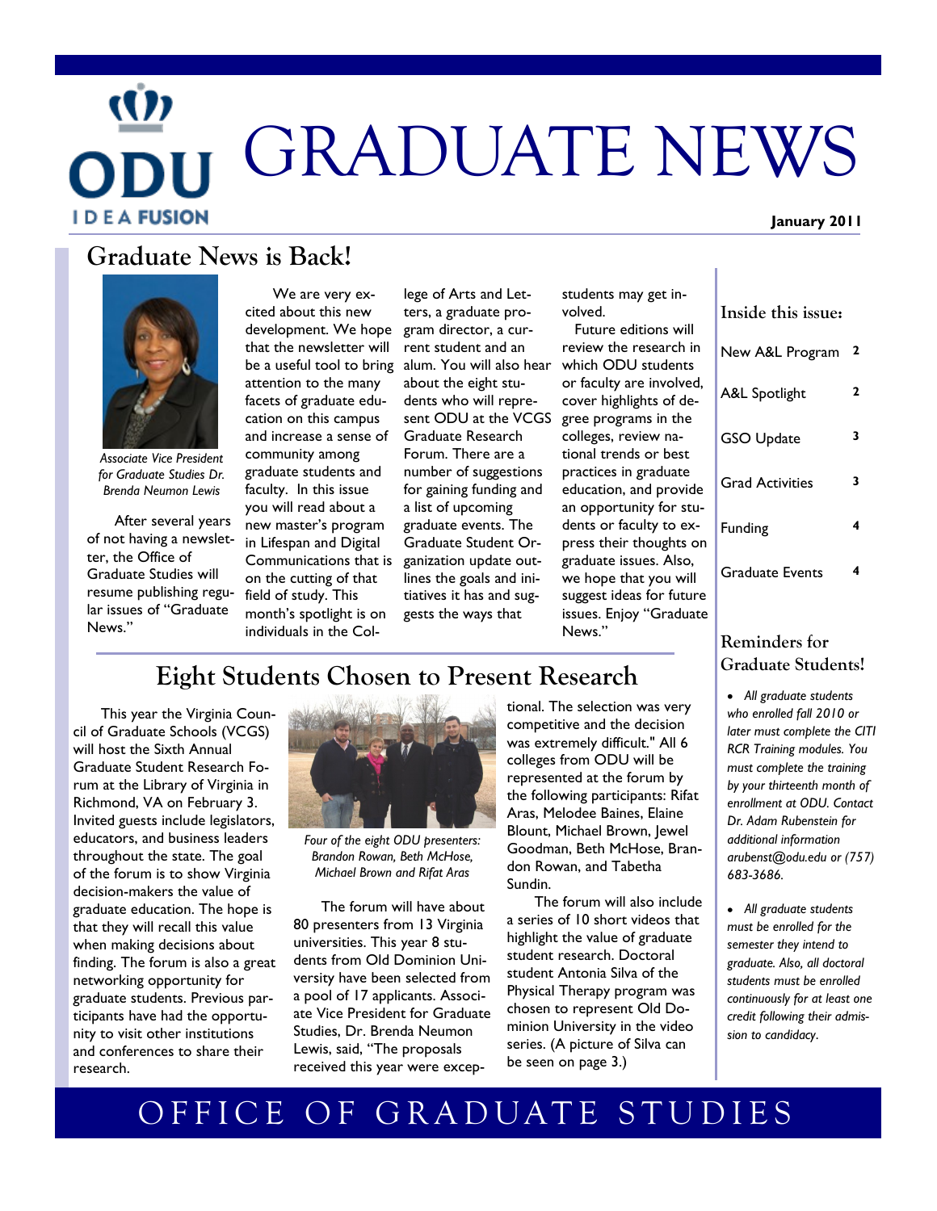# GRADUATE NEWS

**January 2011**

## Graduate News is Back!

*Associate Vice President for Graduate Studies Dr. Brenda Neumon Lewis*

After several years of not having a newsletter, the Office of Graduate Studies will resume publishing regular issues of "Graduate News."

We are very excited about this new development. We hope that the newsletter will be a useful tool to bring attention to the many facets of graduate education on this campus and increase a sense of community among graduate students and faculty. In this issue you will read about a new master's program in Lifespan and Digital Communications that is on the cutting of that field of study. This month's spotlight is on individuals in the College of Arts and Letters, a graduate program director, a current student and an alum. You will also hear about the eight students who will represent ODU at the VCGS Graduate Research Forum. There are a number of suggestions for gaining funding and a list of upcoming graduate events. The Graduate Student Organization update outlines the goals and initiatives it has and suggests the ways that students may get involved.

Future editions will review the research in which ODU students or faculty are involved, cover highlights of degree programs in the colleges, review national trends or best practices in graduate education, and provide an opportunity for students or faculty to express their thoughts on graduate issues. Also, we hope that you will suggest ideas for future issues. Enjoy "Graduate News."

## Eight Students Chosen to Present Research

This year the Virginia Council of Graduate Schools (VCGS) will host the Sixth Annual Graduate Student Research Forum at the Library of Virginia in Richmond, VA on February 3. Invited guests include legislators, educators, and business leaders throughout the state. The goal of the forum is to show Virginia decision-makers the value of graduate education. The hope is that they will recall this value when making decisions about finding. The forum is also a great networking opportunity for graduate students. Previous participants have had the opportunity to visit other institutions and conferences to share their research.

*Four of the eight ODU presenters: Brandon Rowan, Beth McHose, Michael Brown and Rifat Aras*

The forum will have about 80 presenters from 13 Virginia universities. This year 8 students from Old Dominion University have been selected from a pool of 17 applicants. Associate Vice President for Graduate Studies, Dr. Brenda Neumon Lewis, said, "The proposals received this year were exceptional. The selection was very competitive and the decision was extremely difficult." All 6 colleges from ODU will be represented at the forum by the following participants: Rifat Aras, Melodee Baines, Elaine Blount, Michael Brown, Jewel Goodman, Beth McHose, Brandon Rowan, and Tabetha Sundin.

The forum will also include a series of 10 short videos that highlight the value of graduate student research. Doctoral student Antonia Silva of the Physical Therapy program was chosen to represent Old Dominion University in the video series. (A picture of Silva can be seen on page 3.)

### Inside this issue:

| | |
|---|---|
| New A&L Program | 2 |
| A&L Spotlight | 2 |
| GSO Update | 3 |
| Grad Activities | 3 |
| Funding | 4 |
| Graduate Events | 4 |

### Reminders for Graduate Students!

- *All graduate students who enrolled fall 2010 or later must complete the CITI RCR Training modules. You must complete the training by your thirteenth month of enrollment at ODU. Contact Dr. Adam Rubenstein for additional information arubenst@odu.edu or (757) 683-3686.*
- *All graduate students must be enrolled for the semester they intend to graduate. Also, all doctoral students must be enrolled continuously for at least one credit following their admission to candidacy.*

OFFICE OF GRADUATE STUDIES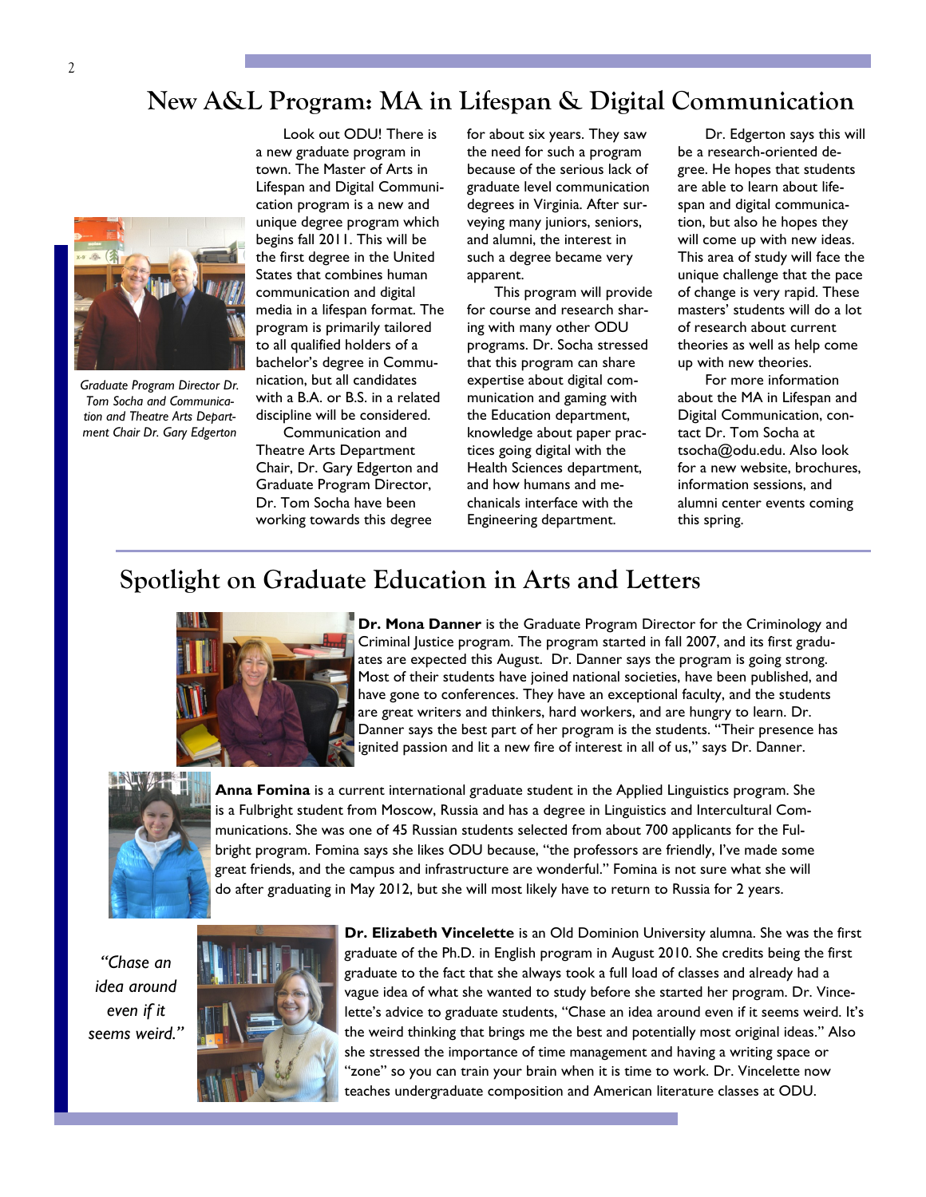# New A&L Program: MA in Lifespan & Digital Communication

*Graduate Program Director Dr. Tom Socha and Communication and Theatre Arts Department Chair Dr. Gary Edgerton*

Look out ODU! There is a new graduate program in town. The Master of Arts in Lifespan and Digital Communication program is a new and unique degree program which begins fall 2011. This will be the first degree in the United States that combines human communication and digital media in a lifespan format. The program is primarily tailored to all qualified holders of a bachelor's degree in Communication, but all candidates with a B.A. or B.S. in a related discipline will be considered.

Communication and Theatre Arts Department Chair, Dr. Gary Edgerton and Graduate Program Director, Dr. Tom Socha have been working towards this degree for about six years. They saw the need for such a program because of the serious lack of graduate level communication degrees in Virginia. After surveying many juniors, seniors, and alumni, the interest in such a degree became very apparent.

This program will provide for course and research sharing with many other ODU programs. Dr. Socha stressed that this program can share expertise about digital communication and gaming with the Education department, knowledge about paper practices going digital with the Health Sciences department, and how humans and mechanicals interface with the Engineering department.

Dr. Edgerton says this will be a research-oriented degree. He hopes that students are able to learn about lifespan and digital communication, but also he hopes they will come up with new ideas. This area of study will face the unique challenge that the pace of change is very rapid. These masters' students will do a lot of research about current theories as well as help come up with new theories.

For more information about the MA in Lifespan and Digital Communication, contact Dr. Tom Socha at tsocha@odu.edu. Also look for a new website, brochures, information sessions, and alumni center events coming this spring.

# Spotlight on Graduate Education in Arts and Letters

**Dr. Mona Danner** is the Graduate Program Director for the Criminology and Criminal Justice program. The program started in fall 2007, and its first graduates are expected this August. Dr. Danner says the program is going strong. Most of their students have joined national societies, have been published, and have gone to conferences. They have an exceptional faculty, and the students are great writers and thinkers, hard workers, and are hungry to learn. Dr. Danner says the best part of her program is the students. "Their presence has ignited passion and lit a new fire of interest in all of us," says Dr. Danner.

**Anna Fomina** is a current international graduate student in the Applied Linguistics program. She is a Fulbright student from Moscow, Russia and has a degree in Linguistics and Intercultural Communications. She was one of 45 Russian students selected from about 700 applicants for the Fulbright program. Fomina says she likes ODU because, "the professors are friendly, I've made some great friends, and the campus and infrastructure are wonderful." Fomina is not sure what she will do after graduating in May 2012, but she will most likely have to return to Russia for 2 years.

*"Chase an idea around even if it seems weird."*

**Dr. Elizabeth Vincelette** is an Old Dominion University alumna. She was the first graduate of the Ph.D. in English program in August 2010. She credits being the first graduate to the fact that she always took a full load of classes and already had a vague idea of what she wanted to study before she started her program. Dr. Vincelette's advice to graduate students, "Chase an idea around even if it seems weird. It's the weird thinking that brings me the best and potentially most original ideas." Also she stressed the importance of time management and having a writing space or "zone" so you can train your brain when it is time to work. Dr. Vincelette now teaches undergraduate composition and American literature classes at ODU.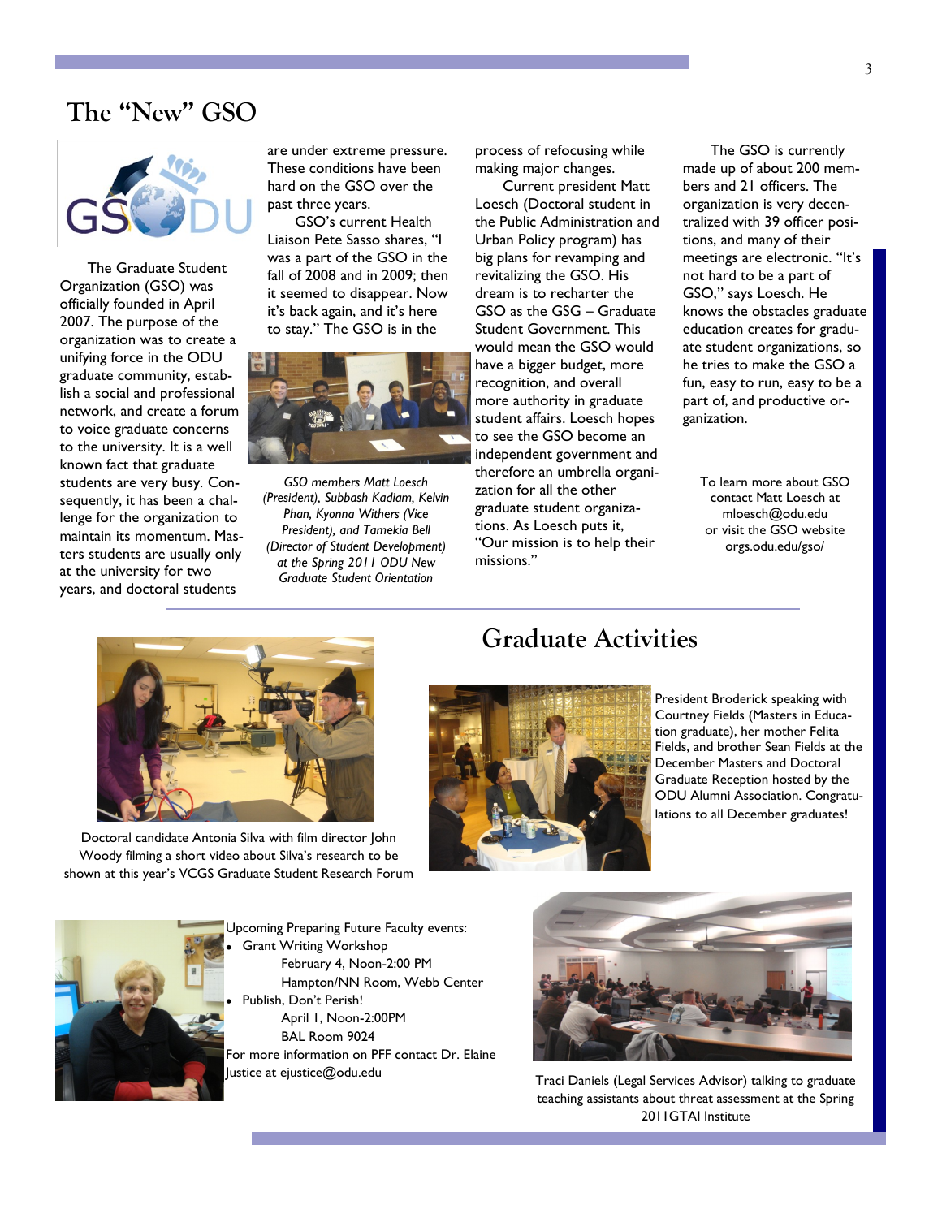# The "New" GSO

The Graduate Student Organization (GSO) was officially founded in April 2007. The purpose of the organization was to create a unifying force in the ODU graduate community, establish a social and professional network, and create a forum to voice graduate concerns to the university. It is a well known fact that graduate students are very busy. Consequently, it has been a challenge for the organization to maintain its momentum. Masters students are usually only at the university for two years, and doctoral students are under extreme pressure. These conditions have been hard on the GSO over the past three years.

GSO's current Health Liaison Pete Sasso shares, "I was a part of the GSO in the fall of 2008 and in 2009; then it seemed to disappear. Now it's back again, and it's here to stay." The GSO is in the process of refocusing while making major changes.

*GSO members Matt Loesch (President), Subbash Kadiam, Kelvin Phan, Kyonna Withers (Vice President), and Tamekia Bell (Director of Student Development) at the Spring 2011 ODU New Graduate Student Orientation*

Current president Matt Loesch (Doctoral student in the Public Administration and Urban Policy program) has big plans for revamping and revitalizing the GSO. His dream is to recharter the GSO as the GSG – Graduate Student Government. This would mean the GSO would have a bigger budget, more recognition, and overall more authority in graduate student affairs. Loesch hopes to see the GSO become an independent government and therefore an umbrella organization for all the other graduate student organizations. As Loesch puts it, "Our mission is to help their missions."

The GSO is currently made up of about 200 members and 21 officers. The organization is very decentralized with 39 officer positions, and many of their meetings are electronic. "It's not hard to be a part of GSO," says Loesch. He knows the obstacles graduate education creates for graduate student organizations, so he tries to make the GSO a fun, easy to run, easy to be a part of, and productive organization.

To learn more about GSO contact Matt Loesch at mloesch@odu.edu or visit the GSO website orgs.odu.edu/gso/

# Graduate Activities

Doctoral candidate Antonia Silva with film director John Woody filming a short video about Silva's research to be shown at this year's VCGS Graduate Student Research Forum

President Broderick speaking with Courtney Fields (Masters in Education graduate), her mother Felita Fields, and brother Sean Fields at the December Masters and Doctoral Graduate Reception hosted by the ODU Alumni Association. Congratulations to all December graduates!

Upcoming Preparing Future Faculty events:

- Grant Writing Workshop
  February 4, Noon-2:00 PM
  Hampton/NN Room, Webb Center
- Publish, Don't Perish!
  April 1, Noon-2:00PM
  BAL Room 9024

For more information on PFF contact Dr. Elaine Justice at ejustice@odu.edu

Traci Daniels (Legal Services Advisor) talking to graduate teaching assistants about threat assessment at the Spring 2011GTAI Institute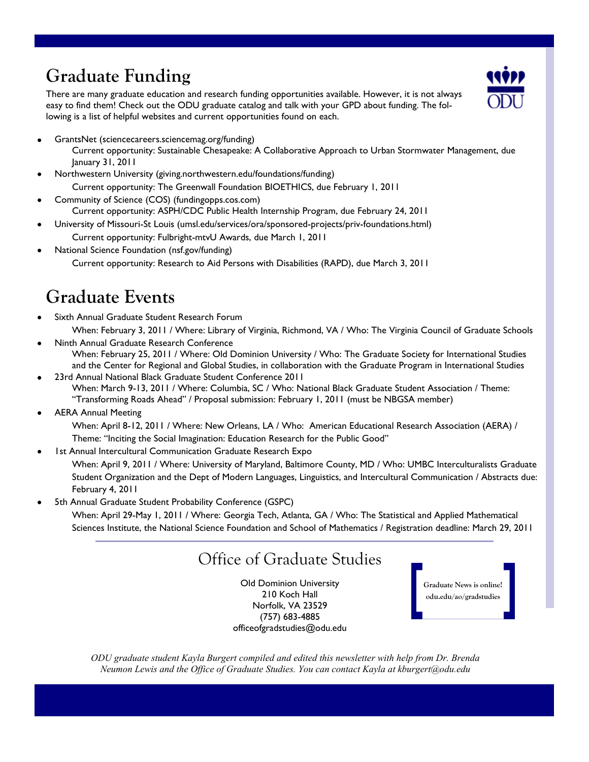## Graduate Funding

There are many graduate education and research funding opportunities available. However, it is not always easy to find them! Check out the ODU graduate catalog and talk with your GPD about funding. The following is a list of helpful websites and current opportunities found on each.

- GrantsNet (sciencecareers.sciencemag.org/funding)
  Current opportunity: Sustainable Chesapeake: A Collaborative Approach to Urban Stormwater Management, due January 31, 2011
- Northwestern University (giving.northwestern.edu/foundations/funding)
  Current opportunity: The Greenwall Foundation BIOETHICS, due February 1, 2011
- Community of Science (COS) (fundingopps.cos.com)
  Current opportunity: ASPH/CDC Public Health Internship Program, due February 24, 2011
- University of Missouri-St Louis (umsl.edu/services/ora/sponsored-projects/priv-foundations.html)
  Current opportunity: Fulbright-mtvU Awards, due March 1, 2011
- National Science Foundation (nsf.gov/funding)
  Current opportunity: Research to Aid Persons with Disabilities (RAPD), due March 3, 2011

## Graduate Events

- Sixth Annual Graduate Student Research Forum
  When: February 3, 2011 / Where: Library of Virginia, Richmond, VA / Who: The Virginia Council of Graduate Schools
- Ninth Annual Graduate Research Conference
  When: February 25, 2011 / Where: Old Dominion University / Who: The Graduate Society for International Studies and the Center for Regional and Global Studies, in collaboration with the Graduate Program in International Studies
- 23rd Annual National Black Graduate Student Conference 2011
  When: March 9-13, 2011 / Where: Columbia, SC / Who: National Black Graduate Student Association / Theme: "Transforming Roads Ahead" / Proposal submission: February 1, 2011 (must be NBGSA member)
- AERA Annual Meeting
  When: April 8-12, 2011 / Where: New Orleans, LA / Who: American Educational Research Association (AERA) / Theme: "Inciting the Social Imagination: Education Research for the Public Good"
- 1st Annual Intercultural Communication Graduate Research Expo
  When: April 9, 2011 / Where: University of Maryland, Baltimore County, MD / Who: UMBC Interculturalists Graduate Student Organization and the Dept of Modern Languages, Linguistics, and Intercultural Communication / Abstracts due: February 4, 2011
- 5th Annual Graduate Student Probability Conference (GSPC)
  When: April 29-May 1, 2011 / Where: Georgia Tech, Atlanta, GA / Who: The Statistical and Applied Mathematical Sciences Institute, the National Science Foundation and School of Mathematics / Registration deadline: March 29, 2011

## Office of Graduate Studies

Old Dominion University
210 Koch Hall
Norfolk, VA 23529
(757) 683-4885
officeofgradstudies@odu.edu

**Graduate News is online!**
**odu.edu/ao/gradstudies**

*ODU graduate student Kayla Burgert compiled and edited this newsletter with help from Dr. Brenda Neumon Lewis and the Office of Graduate Studies. You can contact Kayla at kburgert@odu.edu*